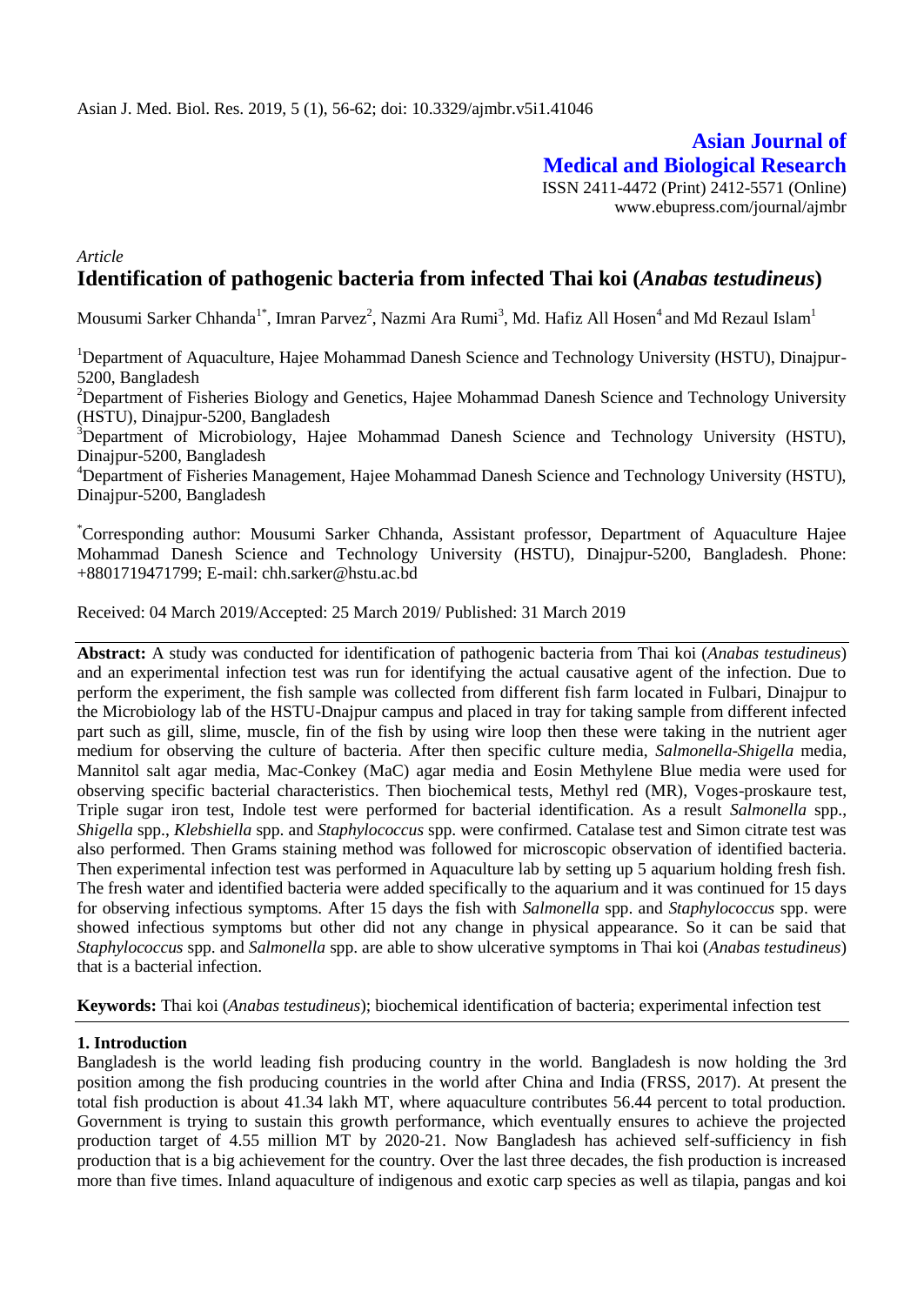Asian J. Med. Biol. Res. 2019, 5 (1), 56-62; doi: 10.3329/ajmbr.v5i1.41046

**Asian Journal of Medical and Biological Research**

ISSN 2411-4472 (Print) 2412-5571 (Online)
www.ebupress.com/journal/ajmbr

*Article*

# Identification of pathogenic bacteria from infected Thai koi (*Anabas testudineus*)

Mousumi Sarker Chhanda[1*], Imran Parvez[2], Nazmi Ara Rumi[3], Md. Hafiz All Hosen[4] and Md Rezaul Islam[1]

[1]Department of Aquaculture, Hajee Mohammad Danesh Science and Technology University (HSTU), Dinajpur-5200, Bangladesh

[2]Department of Fisheries Biology and Genetics, Hajee Mohammad Danesh Science and Technology University (HSTU), Dinajpur-5200, Bangladesh

[3]Department of Microbiology, Hajee Mohammad Danesh Science and Technology University (HSTU), Dinajpur-5200, Bangladesh

[4]Department of Fisheries Management, Hajee Mohammad Danesh Science and Technology University (HSTU), Dinajpur-5200, Bangladesh

[*]Corresponding author: Mousumi Sarker Chhanda, Assistant professor, Department of Aquaculture Hajee Mohammad Danesh Science and Technology University (HSTU), Dinajpur-5200, Bangladesh. Phone: +8801719471799; E-mail: chh.sarker@hstu.ac.bd

Received: 04 March 2019/Accepted: 25 March 2019/ Published: 31 March 2019

**Abstract:** A study was conducted for identification of pathogenic bacteria from Thai koi (*Anabas testudineus*) and an experimental infection test was run for identifying the actual causative agent of the infection. Due to perform the experiment, the fish sample was collected from different fish farm located in Fulbari, Dinajpur to the Microbiology lab of the HSTU-Dnajpur campus and placed in tray for taking sample from different infected part such as gill, slime, muscle, fin of the fish by using wire loop then these were taking in the nutrient ager medium for observing the culture of bacteria. After then specific culture media, *Salmonella-Shigella* media, Mannitol salt agar media, Mac-Conkey (MaC) agar media and Eosin Methylene Blue media were used for observing specific bacterial characteristics. Then biochemical tests, Methyl red (MR), Voges-proskaure test, Triple sugar iron test, Indole test were performed for bacterial identification. As a result *Salmonella* spp., *Shigella* spp., *Klebshiella* spp. and *Staphylococcus* spp. were confirmed. Catalase test and Simon citrate test was also performed. Then Grams staining method was followed for microscopic observation of identified bacteria. Then experimental infection test was performed in Aquaculture lab by setting up 5 aquarium holding fresh fish. The fresh water and identified bacteria were added specifically to the aquarium and it was continued for 15 days for observing infectious symptoms. After 15 days the fish with *Salmonella* spp. and *Staphylococcus* spp. were showed infectious symptoms but other did not any change in physical appearance. So it can be said that *Staphylococcus* spp. and *Salmonella* spp. are able to show ulcerative symptoms in Thai koi (*Anabas testudineus*) that is a bacterial infection.

**Keywords:** Thai koi (*Anabas testudineus*); biochemical identification of bacteria; experimental infection test

## 1. Introduction

Bangladesh is the world leading fish producing country in the world. Bangladesh is now holding the 3rd position among the fish producing countries in the world after China and India (FRSS, 2017). At present the total fish production is about 41.34 lakh MT, where aquaculture contributes 56.44 percent to total production. Government is trying to sustain this growth performance, which eventually ensures to achieve the projected production target of 4.55 million MT by 2020-21. Now Bangladesh has achieved self-sufficiency in fish production that is a big achievement for the country. Over the last three decades, the fish production is increased more than five times. Inland aquaculture of indigenous and exotic carp species as well as tilapia, pangas and koi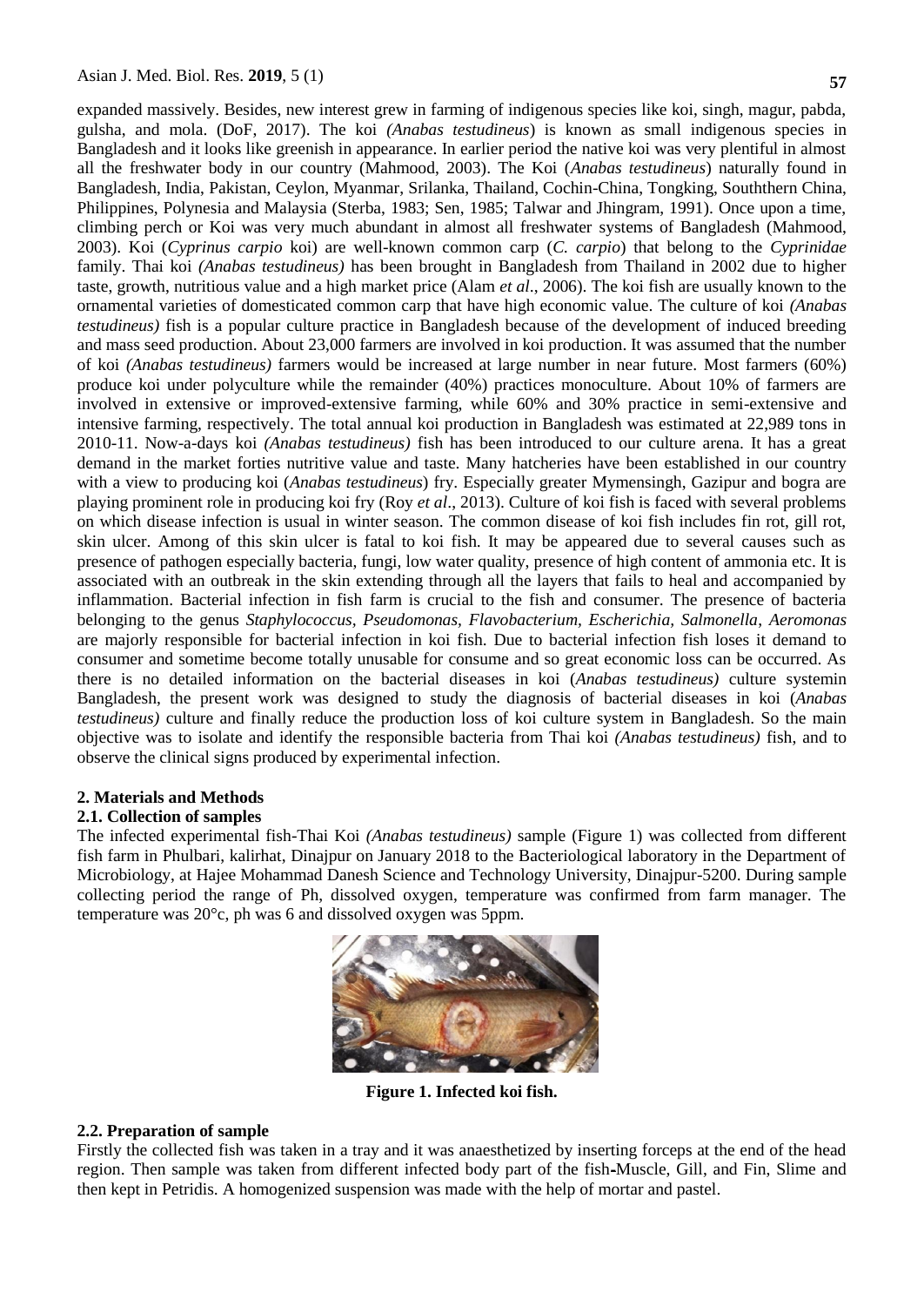expanded massively. Besides, new interest grew in farming of indigenous species like koi, singh, magur, pabda, gulsha, and mola. (DoF, 2017). The koi *(Anabas testudineus*) is known as small indigenous species in Bangladesh and it looks like greenish in appearance. In earlier period the native koi was very plentiful in almost all the freshwater body in our country (Mahmood, 2003). The Koi (*Anabas testudineus*) naturally found in Bangladesh, India, Pakistan, Ceylon, Myanmar, Srilanka, Thailand, Cochin-China, Tongking, Souththern China, Philippines, Polynesia and Malaysia (Sterba, 1983; Sen, 1985; Talwar and Jhingram, 1991). Once upon a time, climbing perch or Koi was very much abundant in almost all freshwater systems of Bangladesh (Mahmood, 2003). Koi (*Cyprinus carpio* koi) are well-known common carp (*C. carpio*) that belong to the *Cyprinidae* family. Thai koi *(Anabas testudineus)* has been brought in Bangladesh from Thailand in 2002 due to higher taste, growth, nutritious value and a high market price (Alam *et al*., 2006). The koi fish are usually known to the ornamental varieties of domesticated common carp that have high economic value. The culture of koi *(Anabas testudineus)* fish is a popular culture practice in Bangladesh because of the development of induced breeding and mass seed production. About 23,000 farmers are involved in koi production. It was assumed that the number of koi *(Anabas testudineus)* farmers would be increased at large number in near future. Most farmers (60%) produce koi under polyculture while the remainder (40%) practices monoculture. About 10% of farmers are involved in extensive or improved-extensive farming, while 60% and 30% practice in semi-extensive and intensive farming, respectively. The total annual koi production in Bangladesh was estimated at 22,989 tons in 2010-11. Now-a-days koi *(Anabas testudineus)* fish has been introduced to our culture arena. It has a great demand in the market forties nutritive value and taste. Many hatcheries have been established in our country with a view to producing koi (*Anabas testudineus*) fry. Especially greater Mymensingh, Gazipur and bogra are playing prominent role in producing koi fry (Roy *et al*., 2013). Culture of koi fish is faced with several problems on which disease infection is usual in winter season. The common disease of koi fish includes fin rot, gill rot, skin ulcer. Among of this skin ulcer is fatal to koi fish. It may be appeared due to several causes such as presence of pathogen especially bacteria, fungi, low water quality, presence of high content of ammonia etc. It is associated with an outbreak in the skin extending through all the layers that fails to heal and accompanied by inflammation. Bacterial infection in fish farm is crucial to the fish and consumer. The presence of bacteria belonging to the genus *Staphylococcus, Pseudomonas, Flavobacterium, Escherichia, Salmonella*, *Aeromonas* are majorly responsible for bacterial infection in koi fish. Due to bacterial infection fish loses it demand to consumer and sometime become totally unusable for consume and so great economic loss can be occurred. As there is no detailed information on the bacterial diseases in koi (*Anabas testudineus)* culture systemin Bangladesh, the present work was designed to study the diagnosis of bacterial diseases in koi (*Anabas testudineus)* culture and finally reduce the production loss of koi culture system in Bangladesh. So the main objective was to isolate and identify the responsible bacteria from Thai koi *(Anabas testudineus)* fish, and to observe the clinical signs produced by experimental infection.

## 2. Materials and Methods

### 2.1. Collection of samples

The infected experimental fish-Thai Koi *(Anabas testudineus)* sample (Figure 1) was collected from different fish farm in Phulbari, kalirhat, Dinajpur on January 2018 to the Bacteriological laboratory in the Department of Microbiology, at Hajee Mohammad Danesh Science and Technology University, Dinajpur-5200. During sample collecting period the range of Ph, dissolved oxygen, temperature was confirmed from farm manager. The temperature was 20°c, ph was 6 and dissolved oxygen was 5ppm.

**Figure 1. Infected koi fish.**

### 2.2. Preparation of sample

Firstly the collected fish was taken in a tray and it was anaesthetized by inserting forceps at the end of the head region. Then sample was taken from different infected body part of the fish-Muscle, Gill, and Fin, Slime and then kept in Petridis. A homogenized suspension was made with the help of mortar and pastel.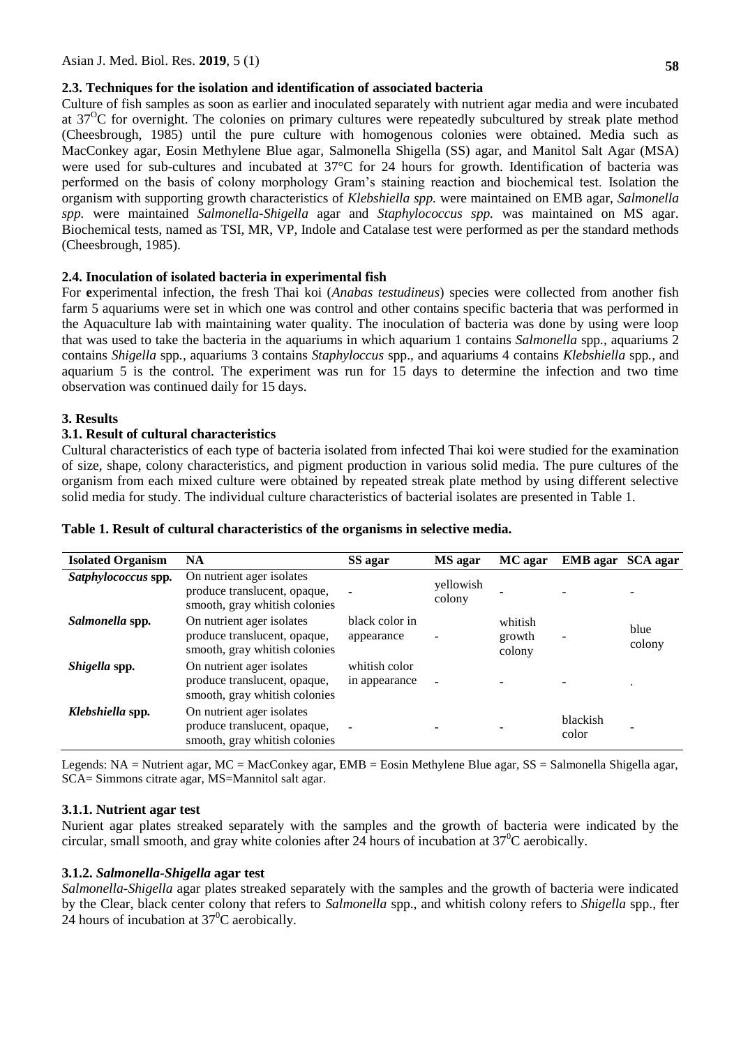### 2.3. Techniques for the isolation and identification of associated bacteria

Culture of fish samples as soon as earlier and inoculated separately with nutrient agar media and were incubated at $37^{O}C$ for overnight. The colonies on primary cultures were repeatedly subcultured by streak plate method (Cheesbrough, 1985) until the pure culture with homogenous colonies were obtained. Media such as MacConkey agar, Eosin Methylene Blue agar, Salmonella Shigella (SS) agar, and Manitol Salt Agar (MSA) were used for sub-cultures and incubated at 37°C for 24 hours for growth. Identification of bacteria was performed on the basis of colony morphology Gram's staining reaction and biochemical test. Isolation the organism with supporting growth characteristics of *Klebshiella spp.* were maintained on EMB agar, *Salmonella spp.* were maintained *Salmonella-Shigella* agar and *Staphylococcus spp.* was maintained on MS agar. Biochemical tests, named as TSI, MR, VP, Indole and Catalase test were performed as per the standard methods (Cheesbrough, 1985).

### 2.4. Inoculation of isolated bacteria in experimental fish

For **e**xperimental infection, the fresh Thai koi (*Anabas testudineus*) species were collected from another fish farm 5 aquariums were set in which one was control and other contains specific bacteria that was performed in the Aquaculture lab with maintaining water quality. The inoculation of bacteria was done by using were loop that was used to take the bacteria in the aquariums in which aquarium 1 contains *Salmonella* spp., aquariums 2 contains *Shigella* spp., aquariums 3 contains *Staphyloccus* spp., and aquariums 4 contains *Klebshiella* spp., and aquarium 5 is the control. The experiment was run for 15 days to determine the infection and two time observation was continued daily for 15 days.

## 3. Results

### 3.1. Result of cultural characteristics

Cultural characteristics of each type of bacteria isolated from infected Thai koi were studied for the examination of size, shape, colony characteristics, and pigment production in various solid media. The pure cultures of the organism from each mixed culture were obtained by repeated streak plate method by using different selective solid media for study. The individual culture characteristics of bacterial isolates are presented in Table 1.

**Table 1. Result of cultural characteristics of the organisms in selective media.**

| Isolated Organism | NA | SS agar | MS agar | MC agar | EMB agar | SCA agar |
|---|---|---|---|---|---|---|
| ***Satphylococcus* spp.** | On nutrient ager isolates produce translucent, opaque, smooth, gray whitish colonies | - | yellowish colony | - | - | - |
| ***Salmonella* spp.** | On nutrient ager isolates produce translucent, opaque, smooth, gray whitish colonies | black color in appearance | - | whitish growth colony | - | blue colony |
| ***Shigella* spp.** | On nutrient ager isolates produce translucent, opaque, smooth, gray whitish colonies | whitish color in appearance | - | - | - | . |
| ***Klebshiella* spp.** | On nutrient ager isolates produce translucent, opaque, smooth, gray whitish colonies | - | - | - | blackish color | - |

Legends: NA = Nutrient agar, MC = MacConkey agar, EMB = Eosin Methylene Blue agar, SS = Salmonella Shigella agar, SCA= Simmons citrate agar, MS=Mannitol salt agar.

#### 3.1.1. Nutrient agar test

Nurient agar plates streaked separately with the samples and the growth of bacteria were indicated by the circular, small smooth, and gray white colonies after 24 hours of incubation at $37^{0}C$ aerobically.

#### 3.1.2. *Salmonella-Shigella* agar test

*Salmonella-Shigella* agar plates streaked separately with the samples and the growth of bacteria were indicated by the Clear, black center colony that refers to *Salmonella* spp., and whitish colony refers to *Shigella* spp., fter 24 hours of incubation at $37^{0}C$ aerobically.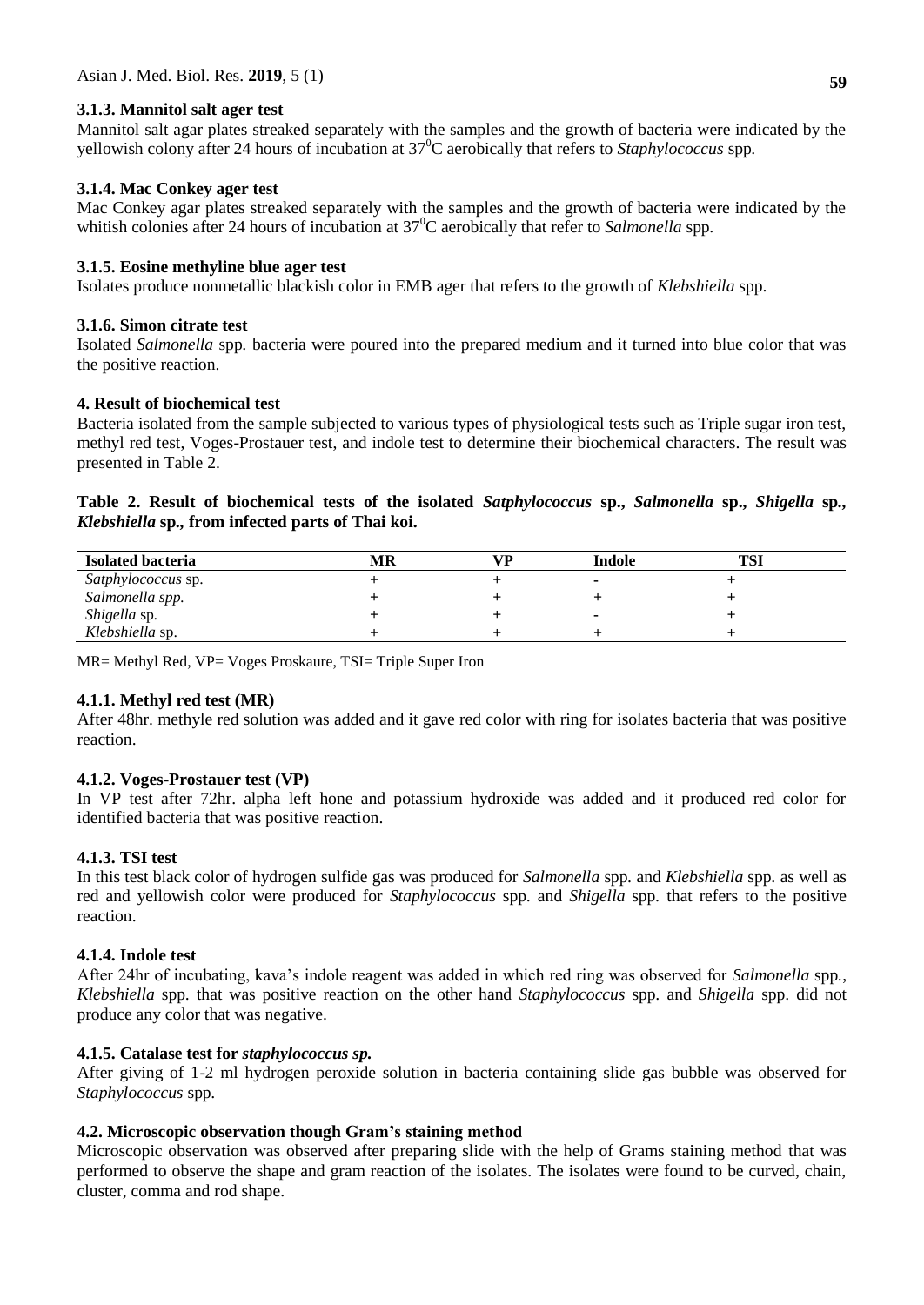### 3.1.3. Mannitol salt ager test

Mannitol salt agar plates streaked separately with the samples and the growth of bacteria were indicated by the yellowish colony after 24 hours of incubation at $37^0$C aerobically that refers to *Staphylococcus* spp.

### 3.1.4. Mac Conkey ager test

Mac Conkey agar plates streaked separately with the samples and the growth of bacteria were indicated by the whitish colonies after 24 hours of incubation at $37^0$C aerobically that refer to *Salmonella* spp.

### 3.1.5. Eosine methyline blue ager test

Isolates produce nonmetallic blackish color in EMB ager that refers to the growth of *Klebshiella* spp.

### 3.1.6. Simon citrate test

Isolated *Salmonella* spp. bacteria were poured into the prepared medium and it turned into blue color that was the positive reaction.

## 4. Result of biochemical test

Bacteria isolated from the sample subjected to various types of physiological tests such as Triple sugar iron test, methyl red test, Voges-Prostauer test, and indole test to determine their biochemical characters. The result was presented in Table 2.

**Table 2. Result of biochemical tests of the isolated *Satphylococcus* sp., *Salmonella* sp., *Shigella* sp., *Klebshiella* sp., from infected parts of Thai koi.**

| Isolated bacteria | MR | VP | Indole | TSI |
|---|---|---|---|---|
| *Satphylococcus* sp. | + | + | - | + |
| *Salmonella spp.* | + | + | + | + |
| *Shigella* sp. | + | + | - | + |
| *Klebshiella* sp. | + | + | + | + |

MR= Methyl Red, VP= Voges Proskaure, TSI= Triple Super Iron

### 4.1.1. Methyl red test (MR)

After 48hr. methyle red solution was added and it gave red color with ring for isolates bacteria that was positive reaction.

### 4.1.2. Voges-Prostauer test (VP)

In VP test after 72hr. alpha left hone and potassium hydroxide was added and it produced red color for identified bacteria that was positive reaction.

### 4.1.3. TSI test

In this test black color of hydrogen sulfide gas was produced for *Salmonella* spp. and *Klebshiella* spp. as well as red and yellowish color were produced for *Staphylococcus* spp. and *Shigella* spp. that refers to the positive reaction.

### 4.1.4. Indole test

After 24hr of incubating, kava's indole reagent was added in which red ring was observed for *Salmonella* spp., *Klebshiella* spp. that was positive reaction on the other hand *Staphylococcus* spp. and *Shigella* spp. did not produce any color that was negative.

### 4.1.5. Catalase test for *staphylococcus sp.*

After giving of 1-2 ml hydrogen peroxide solution in bacteria containing slide gas bubble was observed for *Staphylococcus* spp.

### 4.2. Microscopic observation though Gram's staining method

Microscopic observation was observed after preparing slide with the help of Grams staining method that was performed to observe the shape and gram reaction of the isolates. The isolates were found to be curved, chain, cluster, comma and rod shape.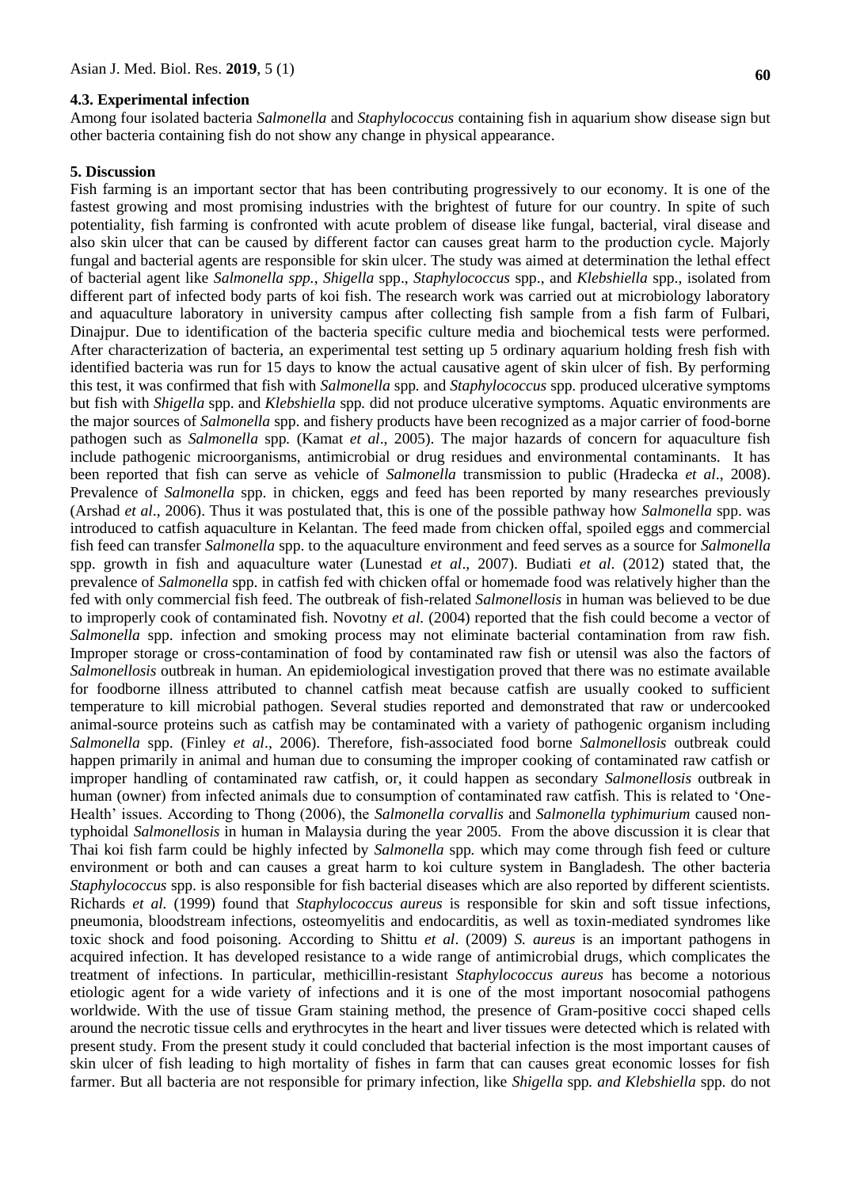### 4.3. Experimental infection

Among four isolated bacteria *Salmonella* and *Staphylococcus* containing fish in aquarium show disease sign but other bacteria containing fish do not show any change in physical appearance.

## 5. Discussion

Fish farming is an important sector that has been contributing progressively to our economy. It is one of the fastest growing and most promising industries with the brightest of future for our country. In spite of such potentiality, fish farming is confronted with acute problem of disease like fungal, bacterial, viral disease and also skin ulcer that can be caused by different factor can causes great harm to the production cycle. Majorly fungal and bacterial agents are responsible for skin ulcer. The study was aimed at determination the lethal effect of bacterial agent like *Salmonella spp.*, *Shigella* spp., *Staphylococcus* spp., and *Klebshiella* spp., isolated from different part of infected body parts of koi fish. The research work was carried out at microbiology laboratory and aquaculture laboratory in university campus after collecting fish sample from a fish farm of Fulbari, Dinajpur. Due to identification of the bacteria specific culture media and biochemical tests were performed. After characterization of bacteria, an experimental test setting up 5 ordinary aquarium holding fresh fish with identified bacteria was run for 15 days to know the actual causative agent of skin ulcer of fish. By performing this test, it was confirmed that fish with *Salmonella* spp. and *Staphylococcus* spp. produced ulcerative symptoms but fish with *Shigella* spp. and *Klebshiella* spp. did not produce ulcerative symptoms. Aquatic environments are the major sources of *Salmonella* spp. and fishery products have been recognized as a major carrier of food-borne pathogen such as *Salmonella* spp. (Kamat *et al*., 2005). The major hazards of concern for aquaculture fish include pathogenic microorganisms, antimicrobial or drug residues and environmental contaminants. It has been reported that fish can serve as vehicle of *Salmonella* transmission to public (Hradecka *et al*., 2008). Prevalence of *Salmonella* spp. in chicken, eggs and feed has been reported by many researches previously (Arshad *et al*., 2006). Thus it was postulated that, this is one of the possible pathway how *Salmonella* spp. was introduced to catfish aquaculture in Kelantan. The feed made from chicken offal, spoiled eggs and commercial fish feed can transfer *Salmonella* spp. to the aquaculture environment and feed serves as a source for *Salmonella* spp. growth in fish and aquaculture water (Lunestad *et al*., 2007). Budiati *et al*. (2012) stated that, the prevalence of *Salmonella* spp. in catfish fed with chicken offal or homemade food was relatively higher than the fed with only commercial fish feed. The outbreak of fish-related *Salmonellosis* in human was believed to be due to improperly cook of contaminated fish. Novotny *et al.* (2004) reported that the fish could become a vector of *Salmonella* spp. infection and smoking process may not eliminate bacterial contamination from raw fish. Improper storage or cross-contamination of food by contaminated raw fish or utensil was also the factors of *Salmonellosis* outbreak in human. An epidemiological investigation proved that there was no estimate available for foodborne illness attributed to channel catfish meat because catfish are usually cooked to sufficient temperature to kill microbial pathogen. Several studies reported and demonstrated that raw or undercooked animal-source proteins such as catfish may be contaminated with a variety of pathogenic organism including *Salmonella* spp. (Finley *et al*., 2006). Therefore, fish-associated food borne *Salmonellosis* outbreak could happen primarily in animal and human due to consuming the improper cooking of contaminated raw catfish or improper handling of contaminated raw catfish, or, it could happen as secondary *Salmonellosis* outbreak in human (owner) from infected animals due to consumption of contaminated raw catfish. This is related to 'One-Health' issues. According to Thong (2006), the *Salmonella corvallis* and *Salmonella typhimurium* caused non-typhoidal *Salmonellosis* in human in Malaysia during the year 2005. From the above discussion it is clear that Thai koi fish farm could be highly infected by *Salmonella* spp. which may come through fish feed or culture environment or both and can causes a great harm to koi culture system in Bangladesh. The other bacteria *Staphylococcus* spp. is also responsible for fish bacterial diseases which are also reported by different scientists. Richards *et al.* (1999) found that *Staphylococcus aureus* is responsible for skin and soft tissue infections, pneumonia, bloodstream infections, osteomyelitis and endocarditis, as well as toxin-mediated syndromes like toxic shock and food poisoning. According to Shittu *et al*. (2009) *S. aureus* is an important pathogens in acquired infection. It has developed resistance to a wide range of antimicrobial drugs, which complicates the treatment of infections. In particular, methicillin-resistant *Staphylococcus aureus* has become a notorious etiologic agent for a wide variety of infections and it is one of the most important nosocomial pathogens worldwide. With the use of tissue Gram staining method, the presence of Gram-positive cocci shaped cells around the necrotic tissue cells and erythrocytes in the heart and liver tissues were detected which is related with present study. From the present study it could concluded that bacterial infection is the most important causes of skin ulcer of fish leading to high mortality of fishes in farm that can causes great economic losses for fish farmer. But all bacteria are not responsible for primary infection, like *Shigella* spp. *and Klebshiella* spp. do not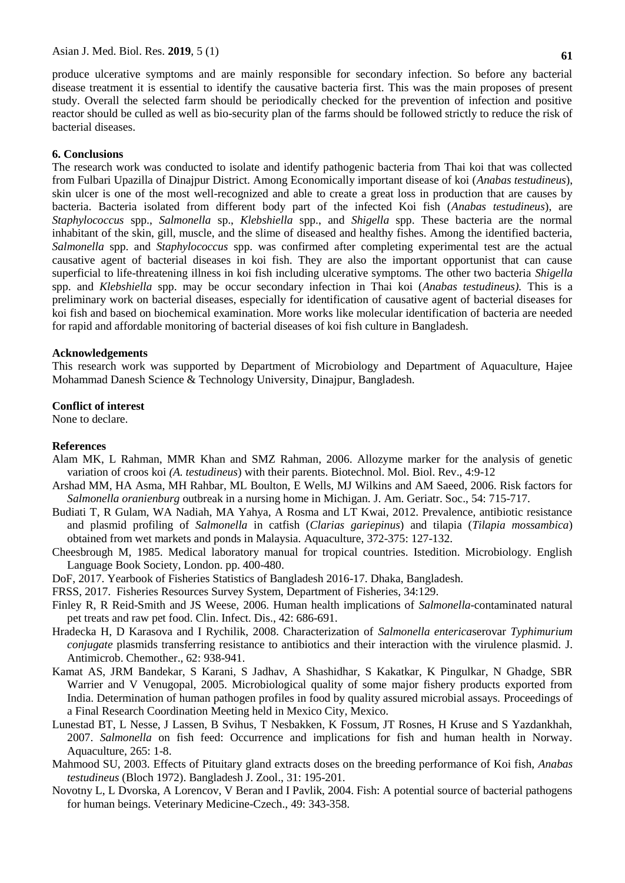produce ulcerative symptoms and are mainly responsible for secondary infection. So before any bacterial disease treatment it is essential to identify the causative bacteria first. This was the main proposes of present study. Overall the selected farm should be periodically checked for the prevention of infection and positive reactor should be culled as well as bio-security plan of the farms should be followed strictly to reduce the risk of bacterial diseases.

## 6. Conclusions

The research work was conducted to isolate and identify pathogenic bacteria from Thai koi that was collected from Fulbari Upazilla of Dinajpur District. Among Economically important disease of koi (*Anabas testudineus*), skin ulcer is one of the most well-recognized and able to create a great loss in production that are causes by bacteria. Bacteria isolated from different body part of the infected Koi fish (*Anabas testudineus*), are *Staphylococcus* spp., *Salmonella* sp., *Klebshiella* spp., and *Shigella* spp. These bacteria are the normal inhabitant of the skin, gill, muscle, and the slime of diseased and healthy fishes. Among the identified bacteria, *Salmonella* spp. and *Staphylococcus* spp. was confirmed after completing experimental test are the actual causative agent of bacterial diseases in koi fish. They are also the important opportunist that can cause superficial to life-threatening illness in koi fish including ulcerative symptoms. The other two bacteria *Shigella* spp. and *Klebshiella* spp. may be occur secondary infection in Thai koi (*Anabas testudineus).* This is a preliminary work on bacterial diseases, especially for identification of causative agent of bacterial diseases for koi fish and based on biochemical examination. More works like molecular identification of bacteria are needed for rapid and affordable monitoring of bacterial diseases of koi fish culture in Bangladesh.

### Acknowledgements

This research work was supported by Department of Microbiology and Department of Aquaculture, Hajee Mohammad Danesh Science & Technology University, Dinajpur, Bangladesh.

### Conflict of interest

None to declare.

### References

Alam MK, L Rahman, MMR Khan and SMZ Rahman, 2006. Allozyme marker for the analysis of genetic variation of croos koi *(A. testudineus*) with their parents. Biotechnol. Mol. Biol. Rev., 4:9-12

Arshad MM, HA Asma, MH Rahbar, ML Boulton, E Wells, MJ Wilkins and AM Saeed, 2006. Risk factors for *Salmonella oranienburg* outbreak in a nursing home in Michigan. J. Am. Geriatr. Soc., 54: 715-717.

Budiati T, R Gulam, WA Nadiah, MA Yahya, A Rosma and LT Kwai, 2012. Prevalence, antibiotic resistance and plasmid profiling of *Salmonella* in catfish (*Clarias gariepinus*) and tilapia (*Tilapia mossambica*) obtained from wet markets and ponds in Malaysia. Aquaculture, 372-375: 127-132.

Cheesbrough M, 1985. Medical laboratory manual for tropical countries. Istedition. Microbiology. English Language Book Society, London. pp. 400-480.

DoF, 2017. Yearbook of Fisheries Statistics of Bangladesh 2016-17. Dhaka, Bangladesh.

FRSS, 2017. Fisheries Resources Survey System, Department of Fisheries, 34:129.

Finley R, R Reid-Smith and JS Weese, 2006. Human health implications of *Salmonella*-contaminated natural pet treats and raw pet food. Clin. Infect. Dis., 42: 686-691.

Hradecka H, D Karasova and I Rychilik, 2008. Characterization of *Salmonella enterica*serovar *Typhimurium conjugate* plasmids transferring resistance to antibiotics and their interaction with the virulence plasmid. J. Antimicrob. Chemother., 62: 938-941.

Kamat AS, JRM Bandekar, S Karani, S Jadhav, A Shashidhar, S Kakatkar, K Pingulkar, N Ghadge, SBR Warrier and V Venugopal, 2005. Microbiological quality of some major fishery products exported from India. Determination of human pathogen profiles in food by quality assured microbial assays. Proceedings of a Final Research Coordination Meeting held in Mexico City, Mexico.

Lunestad BT, L Nesse, J Lassen, B Svihus, T Nesbakken, K Fossum, JT Rosnes, H Kruse and S Yazdankhah, 2007. *Salmonella* on fish feed: Occurrence and implications for fish and human health in Norway. Aquaculture, 265: 1-8.

Mahmood SU, 2003. Effects of Pituitary gland extracts doses on the breeding performance of Koi fish, *Anabas testudineus* (Bloch 1972). Bangladesh J. Zool., 31: 195-201.

Novotny L, L Dvorska, A Lorencov, V Beran and I Pavlik, 2004. Fish: A potential source of bacterial pathogens for human beings. Veterinary Medicine-Czech., 49: 343-358.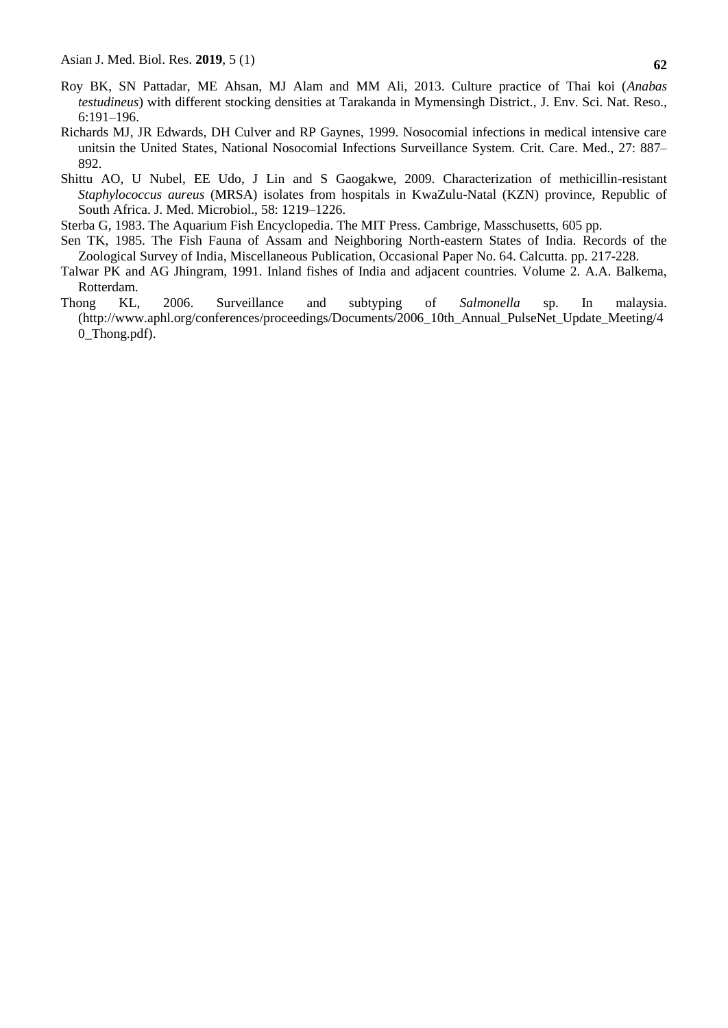Roy BK, SN Pattadar, ME Ahsan, MJ Alam and MM Ali, 2013. Culture practice of Thai koi (*Anabas testudineus*) with different stocking densities at Tarakanda in Mymensingh District., J. Env. Sci. Nat. Reso., 6:191–196.

Richards MJ, JR Edwards, DH Culver and RP Gaynes, 1999. Nosocomial infections in medical intensive care unitsin the United States, National Nosocomial Infections Surveillance System. Crit. Care. Med., 27: 887–892.

Shittu AO, U Nubel, EE Udo, J Lin and S Gaogakwe, 2009. Characterization of methicillin-resistant *Staphylococcus aureus* (MRSA) isolates from hospitals in KwaZulu-Natal (KZN) province, Republic of South Africa. J. Med. Microbiol., 58: 1219–1226.

Sterba G, 1983. The Aquarium Fish Encyclopedia. The MIT Press. Cambrige, Masschusetts, 605 pp.

Sen TK, 1985. The Fish Fauna of Assam and Neighboring North-eastern States of India. Records of the Zoological Survey of India, Miscellaneous Publication, Occasional Paper No. 64. Calcutta. pp. 217-228.

Talwar PK and AG Jhingram, 1991. Inland fishes of India and adjacent countries. Volume 2. A.A. Balkema, Rotterdam.

Thong KL, 2006. Surveillance and subtyping of *Salmonella* sp. In malaysia. (http://www.aphl.org/conferences/proceedings/Documents/2006_10th_Annual_PulseNet_Update_Meeting/40_Thong.pdf).